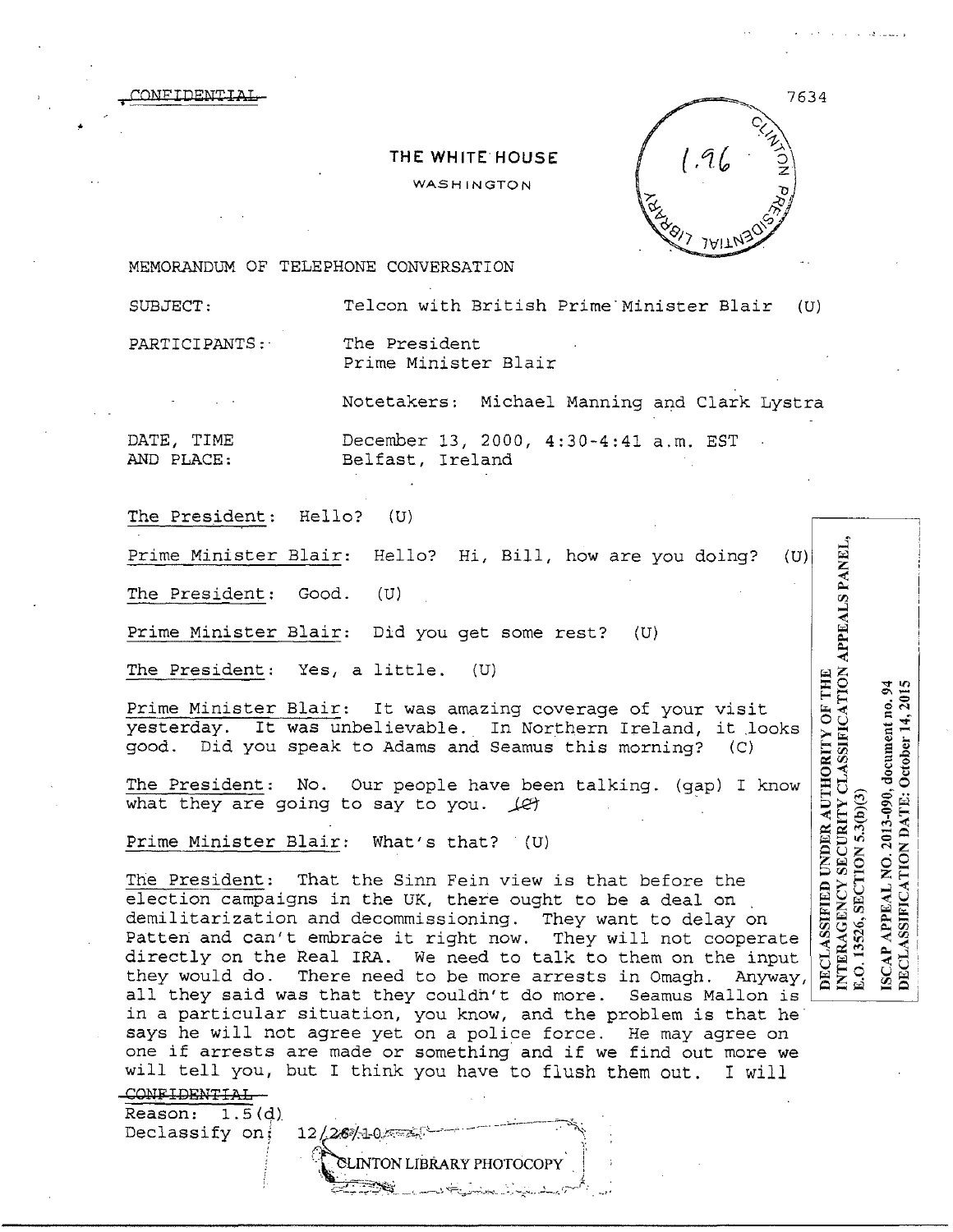~~CONFIDENTIAL~~

7634

THE WHITE HOUSE

WASHINGTON

MEMORANDUM OF TELEPHONE CONVERSATION

SUBJECT: Telcon with British Prime Minister Blair (U)

PARTICIPANTS: The President
Prime Minister Blair

Notetakers: Michael Manning and Clark Lystra

DATE, TIME AND PLACE: December 13, 2000, 4:30-4:41 a.m. EST
Belfast, Ireland

The President: Hello? (U)

Prime Minister Blair: Hello? Hi, Bill, how are you doing? (U)

The President: Good. (U)

Prime Minister Blair: Did you get some rest? (U)

The President: Yes, a little. (U)

Prime Minister Blair: It was amazing coverage of your visit yesterday. It was unbelievable. In Northern Ireland, it looks good. Did you speak to Adams and Seamus this morning? (C)

The President: No. Our people have been talking. (gap) I know what they are going to say to you. (C)

Prime Minister Blair: What's that? (U)

The President: That the Sinn Fein view is that before the election campaigns in the UK, there ought to be a deal on demilitarization and decommissioning. They want to delay on Patten and can't embrace it right now. They will not cooperate directly on the Real IRA. We need to talk to them on the input they would do. There need to be more arrests in Omagh. Anyway, all they said was that they couldn't do more. Seamus Mallon is in a particular situation, you know, and the problem is that he says he will not agree yet on a police force. He may agree on one if arrests are made or something and if we find out more we will tell you, but I think you have to flush them out. I will

~~CONFIDENTIAL~~
Reason: 1.5(d)
Declassify on: 12/26/10

DECLASSIFIED UNDER AUTHORITY OF THE INTERAGENCY SECURITY CLASSIFICATION APPEALS PANEL, E.O. 13526, SECTION 5.3(b)(3)

ISCAP APPEAL NO. 2013-090, document no. 94
DECLASSIFICATION DATE: October 14, 2015

CLINTON LIBRARY PHOTOCOPY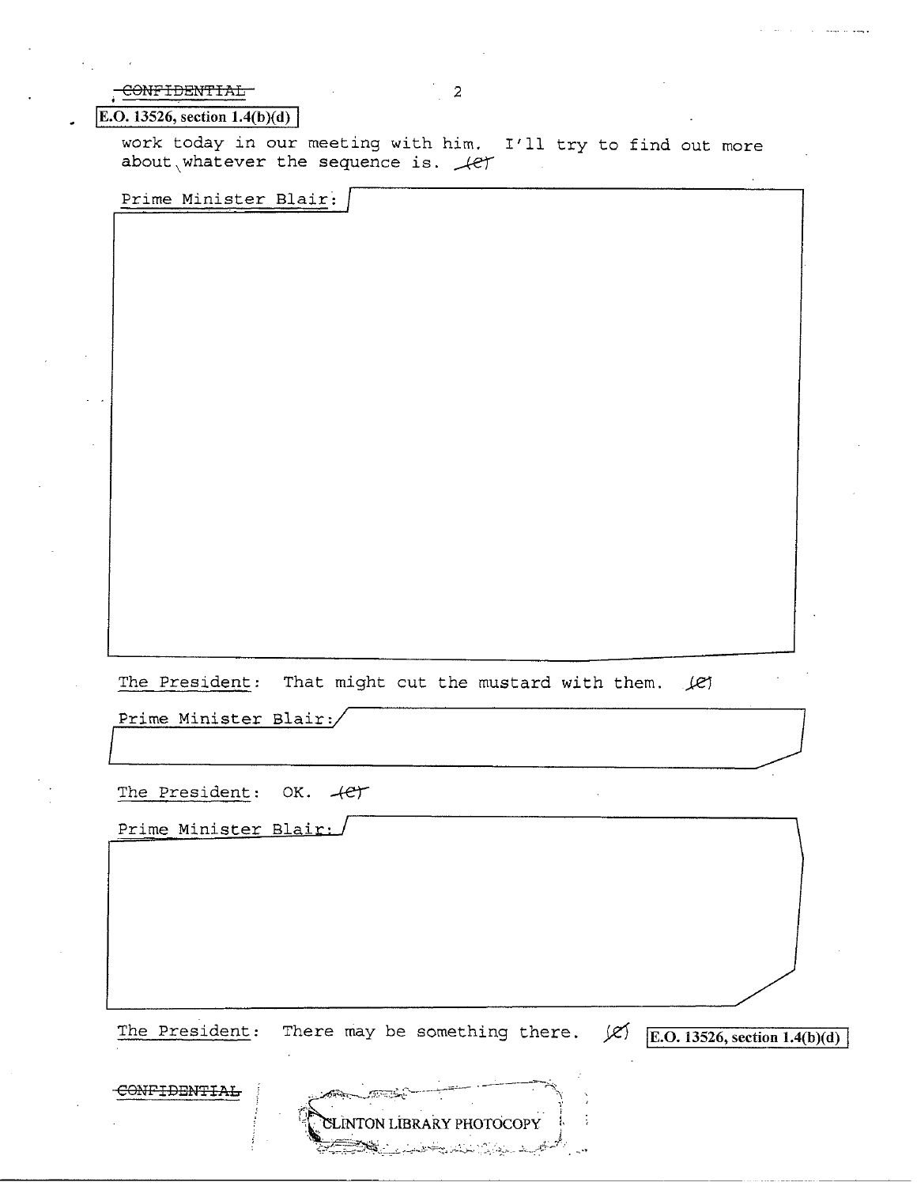~~CONFIDENTIAL~~

E.O. 13526, section 1.4(b)(d)

work today in our meeting with him. I'll try to find out more about whatever the sequence is. (C)

Prime Minister Blair:

The President: That might cut the mustard with them. (C)

Prime Minister Blair:

The President: OK. (C)

Prime Minister Blair:

The President: There may be something there. (C) E.O. 13526, section 1.4(b)(d)

~~CONFIDENTIAL~~

CLINTON LIBRARY PHOTOCOPY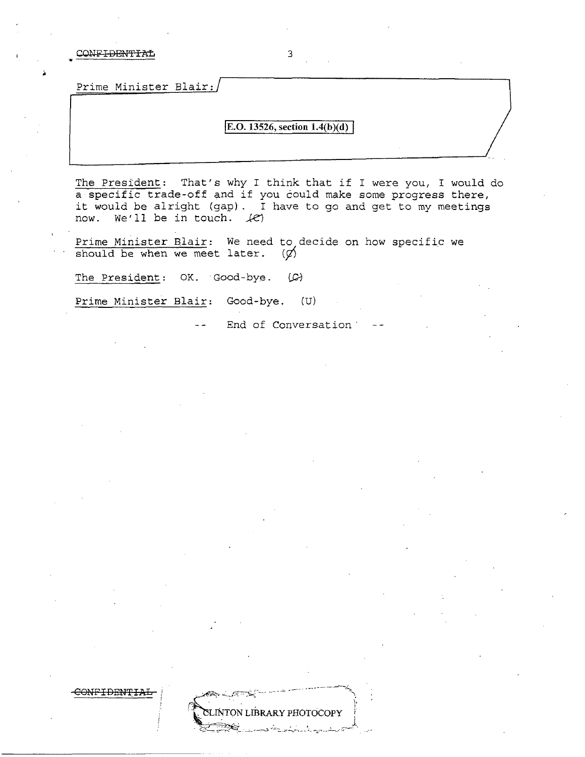CONFIDENTIAL

Prime Minister Blair:

E.O. 13526, section 1.4(b)(d)

The President: That's why I think that if I were you, I would do a specific trade-off and if you could make some progress there, it would be alright (gap). I have to go and get to my meetings now. We'll be in touch. (C)

Prime Minister Blair: We need to decide on how specific we should be when we meet later. (C)

The President: OK. Good-bye. (C)

Prime Minister Blair: Good-bye. (U)

-- End of Conversation --

CONFIDENTIAL

CLINTON LIBRARY PHOTOCOPY